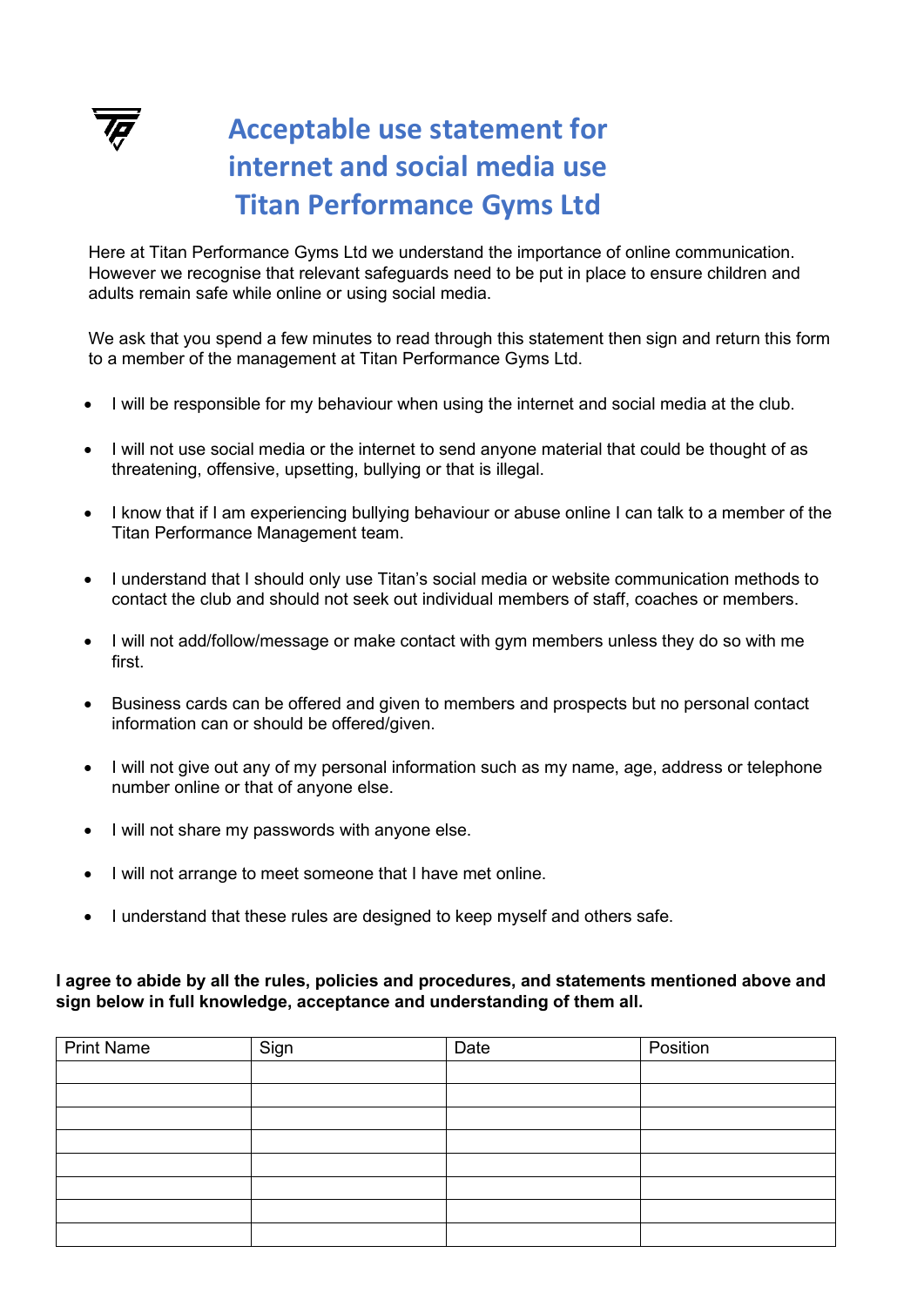# Acceptable use statement for internet and social media use
# Titan Performance Gyms Ltd

Here at Titan Performance Gyms Ltd we understand the importance of online communication. However we recognise that relevant safeguards need to be put in place to ensure children and adults remain safe while online or using social media.

We ask that you spend a few minutes to read through this statement then sign and return this form to a member of the management at Titan Performance Gyms Ltd.

- I will be responsible for my behaviour when using the internet and social media at the club.
- I will not use social media or the internet to send anyone material that could be thought of as threatening, offensive, upsetting, bullying or that is illegal.
- I know that if I am experiencing bullying behaviour or abuse online I can talk to a member of the Titan Performance Management team.
- I understand that I should only use Titan's social media or website communication methods to contact the club and should not seek out individual members of staff, coaches or members.
- I will not add/follow/message or make contact with gym members unless they do so with me first.
- Business cards can be offered and given to members and prospects but no personal contact information can or should be offered/given.
- I will not give out any of my personal information such as my name, age, address or telephone number online or that of anyone else.
- I will not share my passwords with anyone else.
- I will not arrange to meet someone that I have met online.
- I understand that these rules are designed to keep myself and others safe.

**I agree to abide by all the rules, policies and procedures, and statements mentioned above and sign below in full knowledge, acceptance and understanding of them all.**

| Print Name | Sign | Date | Position |
| --- | --- | --- | --- |
| | | | |
| | | | |
| | | | |
| | | | |
| | | | |
| | | | |
| | | | |
| | | | |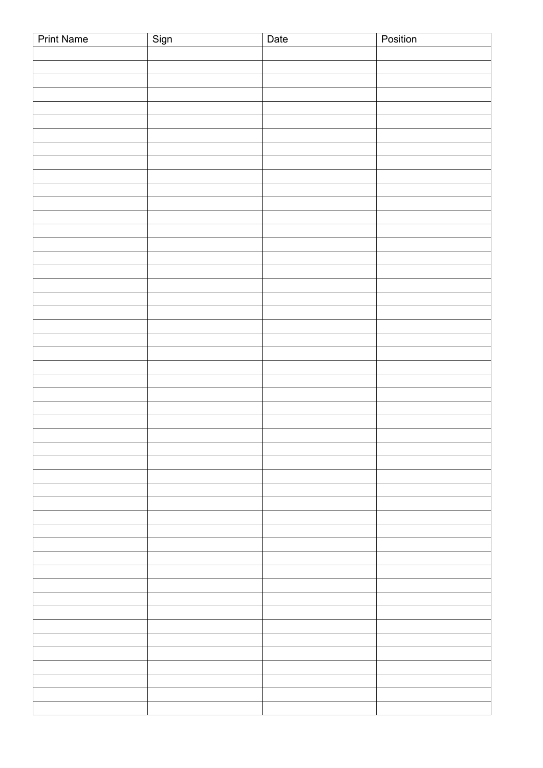| Print Name | Sign | Date | Position |
|---|---|---|---|
| | | | |
| | | | |
| | | | |
| | | | |
| | | | |
| | | | |
| | | | |
| | | | |
| | | | |
| | | | |
| | | | |
| | | | |
| | | | |
| | | | |
| | | | |
| | | | |
| | | | |
| | | | |
| | | | |
| | | | |
| | | | |
| | | | |
| | | | |
| | | | |
| | | | |
| | | | |
| | | | |
| | | | |
| | | | |
| | | | |
| | | | |
| | | | |
| | | | |
| | | | |
| | | | |
| | | | |
| | | | |
| | | | |
| | | | |
| | | | |
| | | | |
| | | | |
| | | | |
| | | | |
| | | | |
| | | | |
| | | | |
| | | | |
| | | | |